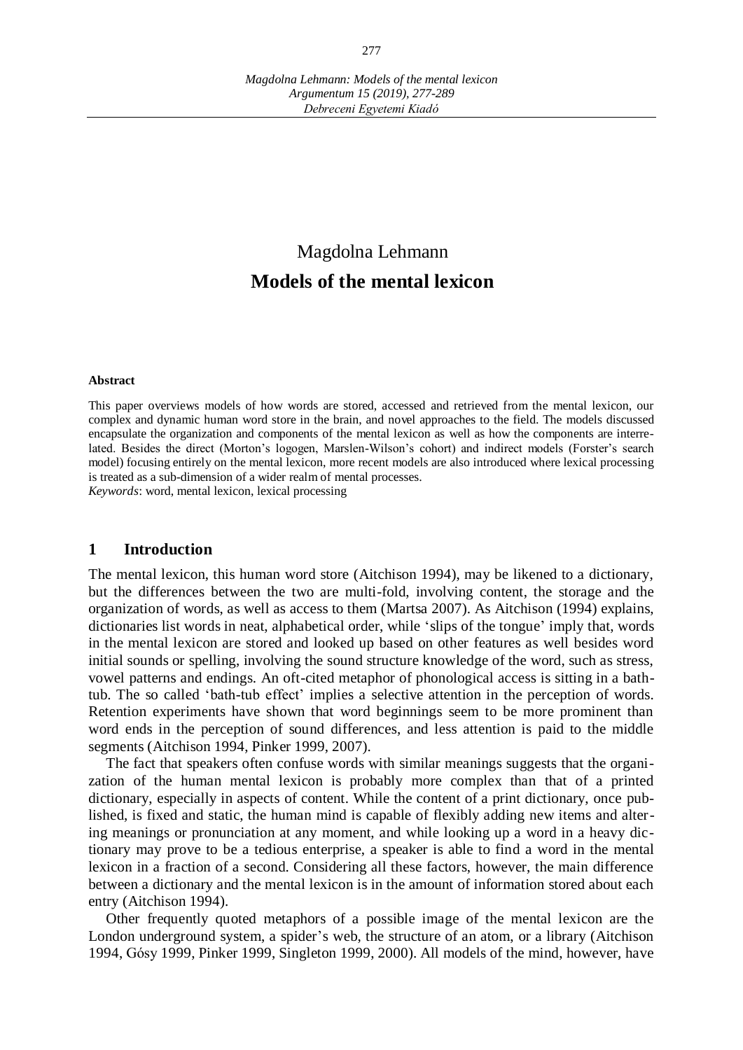# Magdolna Lehmann

## Models of the mental lexicon

**Abstract**

This paper overviews models of how words are stored, accessed and retrieved from the mental lexicon, our complex and dynamic human word store in the brain, and novel approaches to the field. The models discussed encapsulate the organization and components of the mental lexicon as well as how the components are interrelated. Besides the direct (Morton's logogen, Marslen-Wilson's cohort) and indirect models (Forster's search model) focusing entirely on the mental lexicon, more recent models are also introduced where lexical processing is treated as a sub-dimension of a wider realm of mental processes.

*Keywords*: word, mental lexicon, lexical processing

## 1 Introduction

The mental lexicon, this human word store (Aitchison 1994), may be likened to a dictionary, but the differences between the two are multi-fold, involving content, the storage and the organization of words, as well as access to them (Martsa 2007). As Aitchison (1994) explains, dictionaries list words in neat, alphabetical order, while 'slips of the tongue' imply that, words in the mental lexicon are stored and looked up based on other features as well besides word initial sounds or spelling, involving the sound structure knowledge of the word, such as stress, vowel patterns and endings. An oft-cited metaphor of phonological access is sitting in a bath-tub. The so called 'bath-tub effect' implies a selective attention in the perception of words. Retention experiments have shown that word beginnings seem to be more prominent than word ends in the perception of sound differences, and less attention is paid to the middle segments (Aitchison 1994, Pinker 1999, 2007).

The fact that speakers often confuse words with similar meanings suggests that the organization of the human mental lexicon is probably more complex than that of a printed dictionary, especially in aspects of content. While the content of a print dictionary, once published, is fixed and static, the human mind is capable of flexibly adding new items and altering meanings or pronunciation at any moment, and while looking up a word in a heavy dictionary may prove to be a tedious enterprise, a speaker is able to find a word in the mental lexicon in a fraction of a second. Considering all these factors, however, the main difference between a dictionary and the mental lexicon is in the amount of information stored about each entry (Aitchison 1994).

Other frequently quoted metaphors of a possible image of the mental lexicon are the London underground system, a spider's web, the structure of an atom, or a library (Aitchison 1994, Gósy 1999, Pinker 1999, Singleton 1999, 2000). All models of the mind, however, have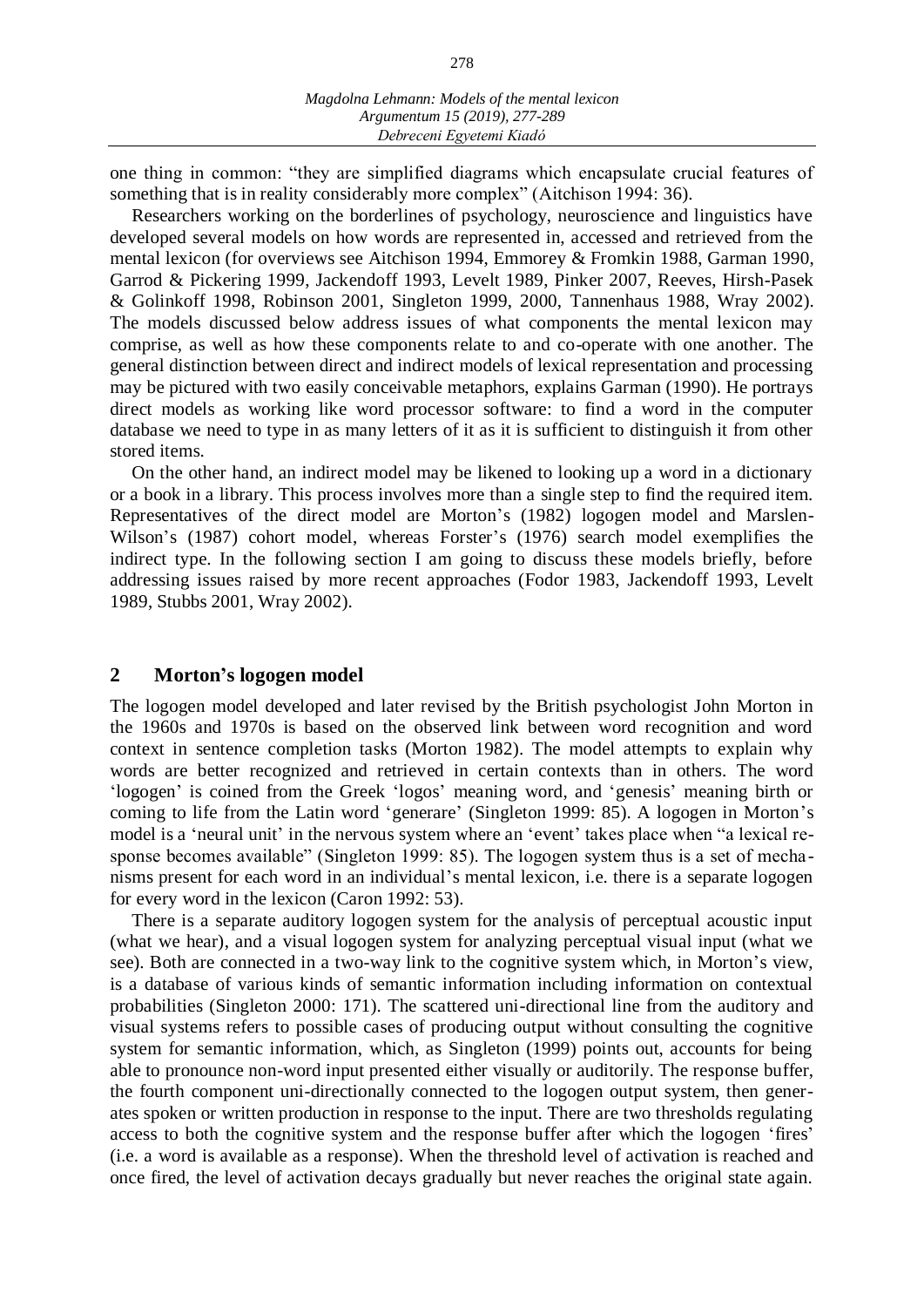one thing in common: "they are simplified diagrams which encapsulate crucial features of something that is in reality considerably more complex" (Aitchison 1994: 36).

Researchers working on the borderlines of psychology, neuroscience and linguistics have developed several models on how words are represented in, accessed and retrieved from the mental lexicon (for overviews see Aitchison 1994, Emmorey & Fromkin 1988, Garman 1990, Garrod & Pickering 1999, Jackendoff 1993, Levelt 1989, Pinker 2007, Reeves, Hirsh-Pasek & Golinkoff 1998, Robinson 2001, Singleton 1999, 2000, Tannenhaus 1988, Wray 2002). The models discussed below address issues of what components the mental lexicon may comprise, as well as how these components relate to and co-operate with one another. The general distinction between direct and indirect models of lexical representation and processing may be pictured with two easily conceivable metaphors, explains Garman (1990). He portrays direct models as working like word processor software: to find a word in the computer database we need to type in as many letters of it as it is sufficient to distinguish it from other stored items.

On the other hand, an indirect model may be likened to looking up a word in a dictionary or a book in a library. This process involves more than a single step to find the required item. Representatives of the direct model are Morton's (1982) logogen model and Marslen-Wilson's (1987) cohort model, whereas Forster's (1976) search model exemplifies the indirect type. In the following section I am going to discuss these models briefly, before addressing issues raised by more recent approaches (Fodor 1983, Jackendoff 1993, Levelt 1989, Stubbs 2001, Wray 2002).

## 2 Morton's logogen model

The logogen model developed and later revised by the British psychologist John Morton in the 1960s and 1970s is based on the observed link between word recognition and word context in sentence completion tasks (Morton 1982). The model attempts to explain why words are better recognized and retrieved in certain contexts than in others. The word 'logogen' is coined from the Greek 'logos' meaning word, and 'genesis' meaning birth or coming to life from the Latin word 'generare' (Singleton 1999: 85). A logogen in Morton's model is a 'neural unit' in the nervous system where an 'event' takes place when "a lexical response becomes available" (Singleton 1999: 85). The logogen system thus is a set of mechanisms present for each word in an individual's mental lexicon, i.e. there is a separate logogen for every word in the lexicon (Caron 1992: 53).

There is a separate auditory logogen system for the analysis of perceptual acoustic input (what we hear), and a visual logogen system for analyzing perceptual visual input (what we see). Both are connected in a two-way link to the cognitive system which, in Morton's view, is a database of various kinds of semantic information including information on contextual probabilities (Singleton 2000: 171). The scattered uni-directional line from the auditory and visual systems refers to possible cases of producing output without consulting the cognitive system for semantic information, which, as Singleton (1999) points out, accounts for being able to pronounce non-word input presented either visually or auditorily. The response buffer, the fourth component uni-directionally connected to the logogen output system, then generates spoken or written production in response to the input. There are two thresholds regulating access to both the cognitive system and the response buffer after which the logogen 'fires' (i.e. a word is available as a response). When the threshold level of activation is reached and once fired, the level of activation decays gradually but never reaches the original state again.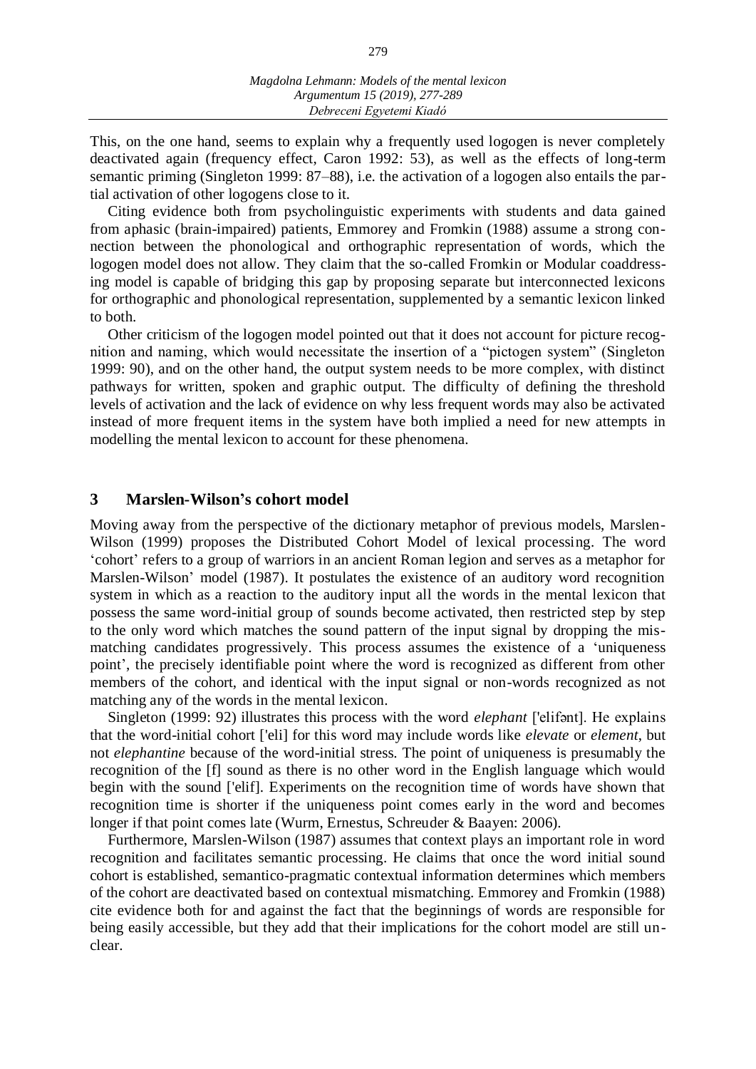This, on the one hand, seems to explain why a frequently used logogen is never completely deactivated again (frequency effect, Caron 1992: 53), as well as the effects of long-term semantic priming (Singleton 1999: 87–88), i.e. the activation of a logogen also entails the partial activation of other logogens close to it.

Citing evidence both from psycholinguistic experiments with students and data gained from aphasic (brain-impaired) patients, Emmorey and Fromkin (1988) assume a strong connection between the phonological and orthographic representation of words, which the logogen model does not allow. They claim that the so-called Fromkin or Modular coaddressing model is capable of bridging this gap by proposing separate but interconnected lexicons for orthographic and phonological representation, supplemented by a semantic lexicon linked to both.

Other criticism of the logogen model pointed out that it does not account for picture recognition and naming, which would necessitate the insertion of a "pictogen system" (Singleton 1999: 90), and on the other hand, the output system needs to be more complex, with distinct pathways for written, spoken and graphic output. The difficulty of defining the threshold levels of activation and the lack of evidence on why less frequent words may also be activated instead of more frequent items in the system have both implied a need for new attempts in modelling the mental lexicon to account for these phenomena.

## 3 Marslen-Wilson's cohort model

Moving away from the perspective of the dictionary metaphor of previous models, Marslen-Wilson (1999) proposes the Distributed Cohort Model of lexical processing. The word 'cohort' refers to a group of warriors in an ancient Roman legion and serves as a metaphor for Marslen-Wilson' model (1987). It postulates the existence of an auditory word recognition system in which as a reaction to the auditory input all the words in the mental lexicon that possess the same word-initial group of sounds become activated, then restricted step by step to the only word which matches the sound pattern of the input signal by dropping the mismatching candidates progressively. This process assumes the existence of a 'uniqueness point', the precisely identifiable point where the word is recognized as different from other members of the cohort, and identical with the input signal or non-words recognized as not matching any of the words in the mental lexicon.

Singleton (1999: 92) illustrates this process with the word *elephant* ['elifənt]. He explains that the word-initial cohort ['eli] for this word may include words like *elevate* or *element*, but not *elephantine* because of the word-initial stress. The point of uniqueness is presumably the recognition of the [f] sound as there is no other word in the English language which would begin with the sound ['elif]. Experiments on the recognition time of words have shown that recognition time is shorter if the uniqueness point comes early in the word and becomes longer if that point comes late (Wurm, Ernestus, Schreuder & Baayen: 2006).

Furthermore, Marslen-Wilson (1987) assumes that context plays an important role in word recognition and facilitates semantic processing. He claims that once the word initial sound cohort is established, semantico-pragmatic contextual information determines which members of the cohort are deactivated based on contextual mismatching. Emmorey and Fromkin (1988) cite evidence both for and against the fact that the beginnings of words are responsible for being easily accessible, but they add that their implications for the cohort model are still unclear.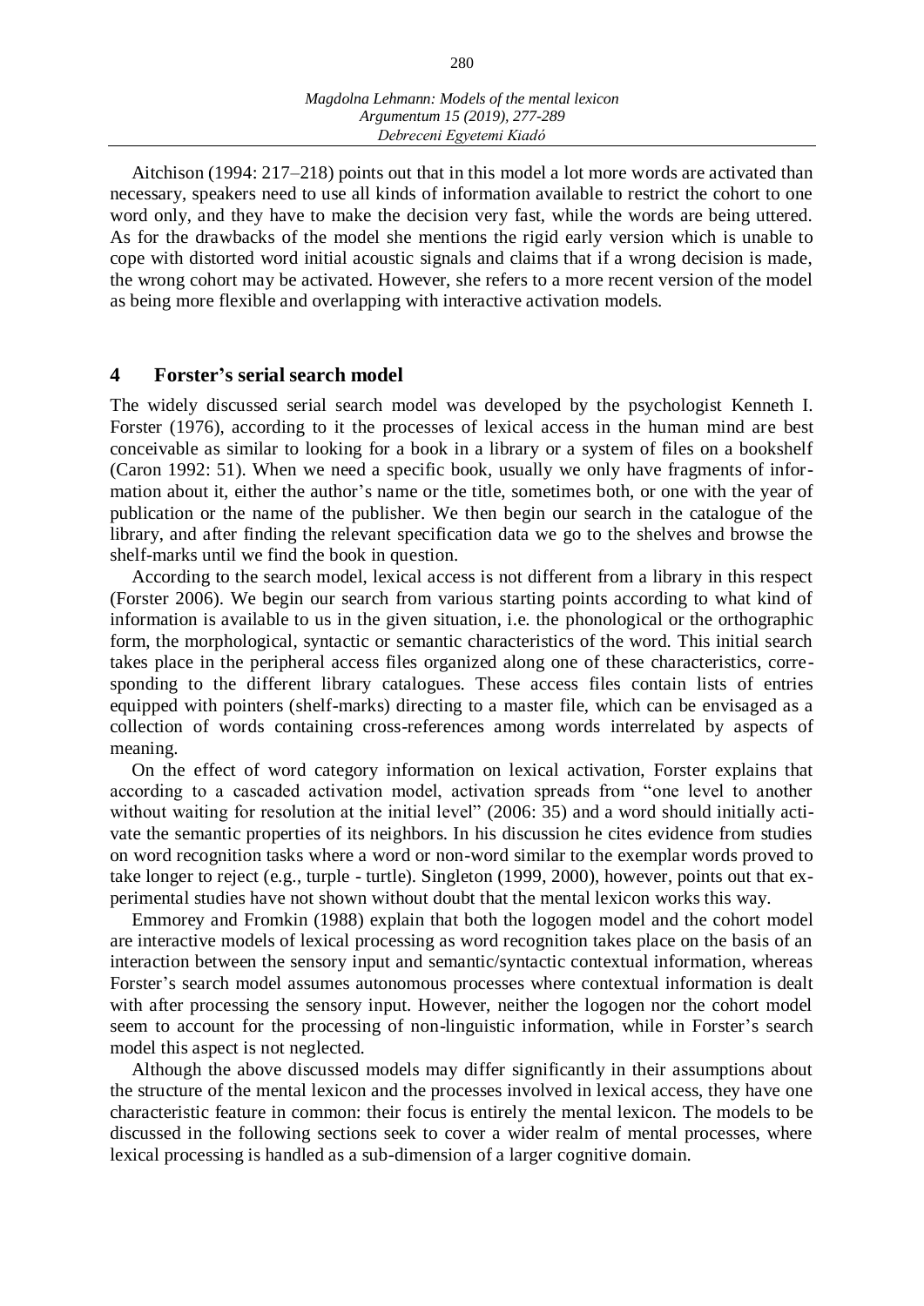Aitchison (1994: 217–218) points out that in this model a lot more words are activated than necessary, speakers need to use all kinds of information available to restrict the cohort to one word only, and they have to make the decision very fast, while the words are being uttered. As for the drawbacks of the model she mentions the rigid early version which is unable to cope with distorted word initial acoustic signals and claims that if a wrong decision is made, the wrong cohort may be activated. However, she refers to a more recent version of the model as being more flexible and overlapping with interactive activation models.

## 4 Forster's serial search model

The widely discussed serial search model was developed by the psychologist Kenneth I. Forster (1976), according to it the processes of lexical access in the human mind are best conceivable as similar to looking for a book in a library or a system of files on a bookshelf (Caron 1992: 51). When we need a specific book, usually we only have fragments of information about it, either the author's name or the title, sometimes both, or one with the year of publication or the name of the publisher. We then begin our search in the catalogue of the library, and after finding the relevant specification data we go to the shelves and browse the shelf-marks until we find the book in question.

According to the search model, lexical access is not different from a library in this respect (Forster 2006). We begin our search from various starting points according to what kind of information is available to us in the given situation, i.e. the phonological or the orthographic form, the morphological, syntactic or semantic characteristics of the word. This initial search takes place in the peripheral access files organized along one of these characteristics, corresponding to the different library catalogues. These access files contain lists of entries equipped with pointers (shelf-marks) directing to a master file, which can be envisaged as a collection of words containing cross-references among words interrelated by aspects of meaning.

On the effect of word category information on lexical activation, Forster explains that according to a cascaded activation model, activation spreads from "one level to another without waiting for resolution at the initial level" (2006: 35) and a word should initially activate the semantic properties of its neighbors. In his discussion he cites evidence from studies on word recognition tasks where a word or non-word similar to the exemplar words proved to take longer to reject (e.g., turple - turtle). Singleton (1999, 2000), however, points out that experimental studies have not shown without doubt that the mental lexicon works this way.

Emmorey and Fromkin (1988) explain that both the logogen model and the cohort model are interactive models of lexical processing as word recognition takes place on the basis of an interaction between the sensory input and semantic/syntactic contextual information, whereas Forster's search model assumes autonomous processes where contextual information is dealt with after processing the sensory input. However, neither the logogen nor the cohort model seem to account for the processing of non-linguistic information, while in Forster's search model this aspect is not neglected.

Although the above discussed models may differ significantly in their assumptions about the structure of the mental lexicon and the processes involved in lexical access, they have one characteristic feature in common: their focus is entirely the mental lexicon. The models to be discussed in the following sections seek to cover a wider realm of mental processes, where lexical processing is handled as a sub-dimension of a larger cognitive domain.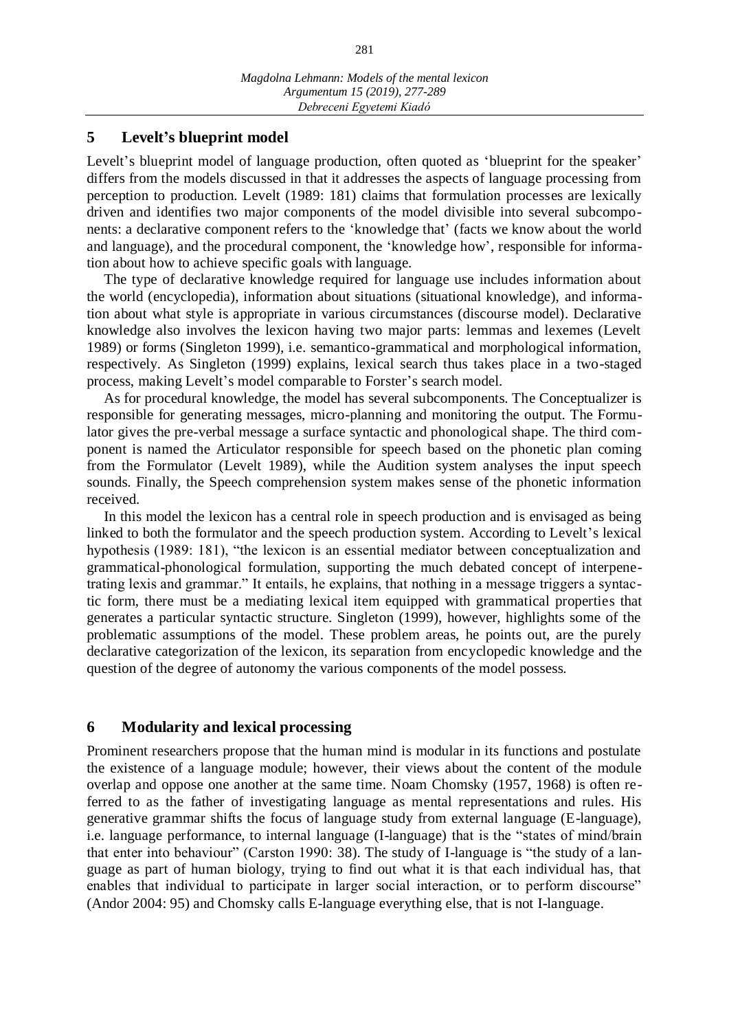## 5 Levelt's blueprint model

Levelt's blueprint model of language production, often quoted as 'blueprint for the speaker' differs from the models discussed in that it addresses the aspects of language processing from perception to production. Levelt (1989: 181) claims that formulation processes are lexically driven and identifies two major components of the model divisible into several subcomponents: a declarative component refers to the 'knowledge that' (facts we know about the world and language), and the procedural component, the 'knowledge how', responsible for information about how to achieve specific goals with language.

The type of declarative knowledge required for language use includes information about the world (encyclopedia), information about situations (situational knowledge), and information about what style is appropriate in various circumstances (discourse model). Declarative knowledge also involves the lexicon having two major parts: lemmas and lexemes (Levelt 1989) or forms (Singleton 1999), i.e. semantico-grammatical and morphological information, respectively. As Singleton (1999) explains, lexical search thus takes place in a two-staged process, making Levelt's model comparable to Forster's search model.

As for procedural knowledge, the model has several subcomponents. The Conceptualizer is responsible for generating messages, micro-planning and monitoring the output. The Formulator gives the pre-verbal message a surface syntactic and phonological shape. The third component is named the Articulator responsible for speech based on the phonetic plan coming from the Formulator (Levelt 1989), while the Audition system analyses the input speech sounds. Finally, the Speech comprehension system makes sense of the phonetic information received.

In this model the lexicon has a central role in speech production and is envisaged as being linked to both the formulator and the speech production system. According to Levelt's lexical hypothesis (1989: 181), "the lexicon is an essential mediator between conceptualization and grammatical-phonological formulation, supporting the much debated concept of interpenetrating lexis and grammar." It entails, he explains, that nothing in a message triggers a syntactic form, there must be a mediating lexical item equipped with grammatical properties that generates a particular syntactic structure. Singleton (1999), however, highlights some of the problematic assumptions of the model. These problem areas, he points out, are the purely declarative categorization of the lexicon, its separation from encyclopedic knowledge and the question of the degree of autonomy the various components of the model possess.

## 6 Modularity and lexical processing

Prominent researchers propose that the human mind is modular in its functions and postulate the existence of a language module; however, their views about the content of the module overlap and oppose one another at the same time. Noam Chomsky (1957, 1968) is often referred to as the father of investigating language as mental representations and rules. His generative grammar shifts the focus of language study from external language (E-language), i.e. language performance, to internal language (I-language) that is the "states of mind/brain that enter into behaviour" (Carston 1990: 38). The study of I-language is "the study of a language as part of human biology, trying to find out what it is that each individual has, that enables that individual to participate in larger social interaction, or to perform discourse" (Andor 2004: 95) and Chomsky calls E-language everything else, that is not I-language.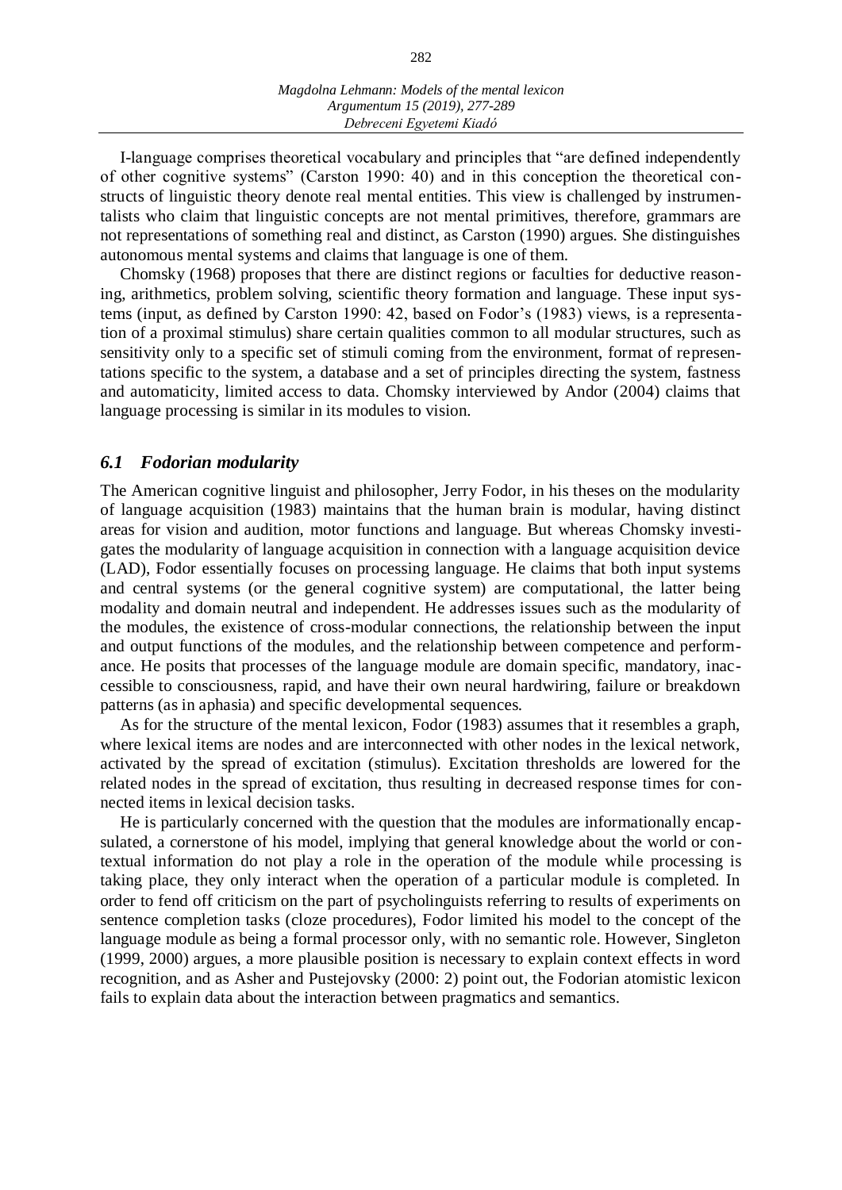I-language comprises theoretical vocabulary and principles that "are defined independently of other cognitive systems" (Carston 1990: 40) and in this conception the theoretical constructs of linguistic theory denote real mental entities. This view is challenged by instrumentalists who claim that linguistic concepts are not mental primitives, therefore, grammars are not representations of something real and distinct, as Carston (1990) argues. She distinguishes autonomous mental systems and claims that language is one of them.

Chomsky (1968) proposes that there are distinct regions or faculties for deductive reasoning, arithmetics, problem solving, scientific theory formation and language. These input systems (input, as defined by Carston 1990: 42, based on Fodor's (1983) views, is a representation of a proximal stimulus) share certain qualities common to all modular structures, such as sensitivity only to a specific set of stimuli coming from the environment, format of representations specific to the system, a database and a set of principles directing the system, fastness and automaticity, limited access to data. Chomsky interviewed by Andor (2004) claims that language processing is similar in its modules to vision.

## *6.1 Fodorian modularity*

The American cognitive linguist and philosopher, Jerry Fodor, in his theses on the modularity of language acquisition (1983) maintains that the human brain is modular, having distinct areas for vision and audition, motor functions and language. But whereas Chomsky investigates the modularity of language acquisition in connection with a language acquisition device (LAD), Fodor essentially focuses on processing language. He claims that both input systems and central systems (or the general cognitive system) are computational, the latter being modality and domain neutral and independent. He addresses issues such as the modularity of the modules, the existence of cross-modular connections, the relationship between the input and output functions of the modules, and the relationship between competence and performance. He posits that processes of the language module are domain specific, mandatory, inaccessible to consciousness, rapid, and have their own neural hardwiring, failure or breakdown patterns (as in aphasia) and specific developmental sequences.

As for the structure of the mental lexicon, Fodor (1983) assumes that it resembles a graph, where lexical items are nodes and are interconnected with other nodes in the lexical network, activated by the spread of excitation (stimulus). Excitation thresholds are lowered for the related nodes in the spread of excitation, thus resulting in decreased response times for connected items in lexical decision tasks.

He is particularly concerned with the question that the modules are informationally encapsulated, a cornerstone of his model, implying that general knowledge about the world or contextual information do not play a role in the operation of the module while processing is taking place, they only interact when the operation of a particular module is completed. In order to fend off criticism on the part of psycholinguists referring to results of experiments on sentence completion tasks (cloze procedures), Fodor limited his model to the concept of the language module as being a formal processor only, with no semantic role. However, Singleton (1999, 2000) argues, a more plausible position is necessary to explain context effects in word recognition, and as Asher and Pustejovsky (2000: 2) point out, the Fodorian atomistic lexicon fails to explain data about the interaction between pragmatics and semantics.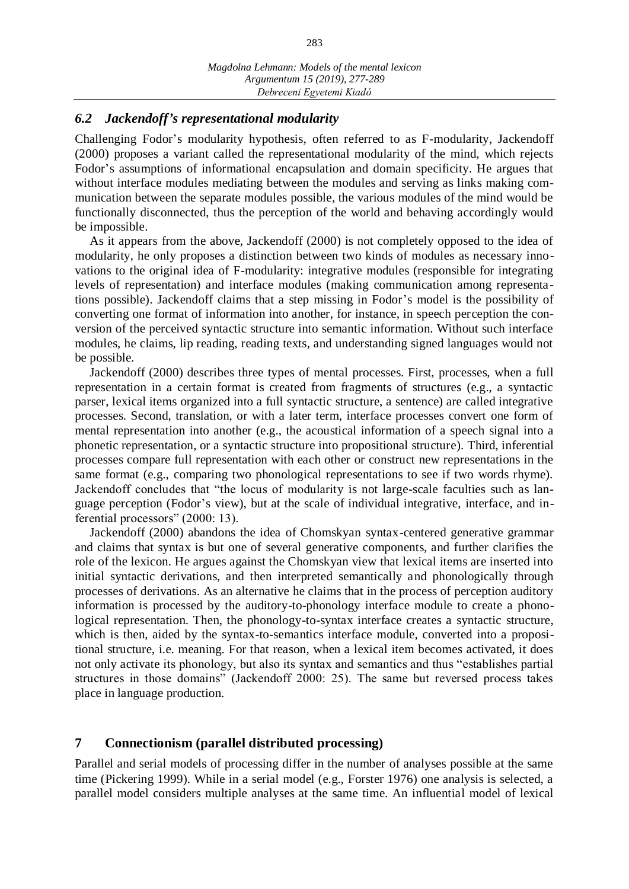## *6.2 Jackendoff's representational modularity*

Challenging Fodor's modularity hypothesis, often referred to as F-modularity, Jackendoff (2000) proposes a variant called the representational modularity of the mind, which rejects Fodor's assumptions of informational encapsulation and domain specificity. He argues that without interface modules mediating between the modules and serving as links making communication between the separate modules possible, the various modules of the mind would be functionally disconnected, thus the perception of the world and behaving accordingly would be impossible.

As it appears from the above, Jackendoff (2000) is not completely opposed to the idea of modularity, he only proposes a distinction between two kinds of modules as necessary innovations to the original idea of F-modularity: integrative modules (responsible for integrating levels of representation) and interface modules (making communication among representations possible). Jackendoff claims that a step missing in Fodor's model is the possibility of converting one format of information into another, for instance, in speech perception the conversion of the perceived syntactic structure into semantic information. Without such interface modules, he claims, lip reading, reading texts, and understanding signed languages would not be possible.

Jackendoff (2000) describes three types of mental processes. First, processes, when a full representation in a certain format is created from fragments of structures (e.g., a syntactic parser, lexical items organized into a full syntactic structure, a sentence) are called integrative processes. Second, translation, or with a later term, interface processes convert one form of mental representation into another (e.g., the acoustical information of a speech signal into a phonetic representation, or a syntactic structure into propositional structure). Third, inferential processes compare full representation with each other or construct new representations in the same format (e.g., comparing two phonological representations to see if two words rhyme). Jackendoff concludes that "the locus of modularity is not large-scale faculties such as language perception (Fodor's view), but at the scale of individual integrative, interface, and inferential processors" (2000: 13).

Jackendoff (2000) abandons the idea of Chomskyan syntax-centered generative grammar and claims that syntax is but one of several generative components, and further clarifies the role of the lexicon. He argues against the Chomskyan view that lexical items are inserted into initial syntactic derivations, and then interpreted semantically and phonologically through processes of derivations. As an alternative he claims that in the process of perception auditory information is processed by the auditory-to-phonology interface module to create a phonological representation. Then, the phonology-to-syntax interface creates a syntactic structure, which is then, aided by the syntax-to-semantics interface module, converted into a propositional structure, i.e. meaning. For that reason, when a lexical item becomes activated, it does not only activate its phonology, but also its syntax and semantics and thus "establishes partial structures in those domains" (Jackendoff 2000: 25). The same but reversed process takes place in language production.

# 7 Connectionism (parallel distributed processing)

Parallel and serial models of processing differ in the number of analyses possible at the same time (Pickering 1999). While in a serial model (e.g., Forster 1976) one analysis is selected, a parallel model considers multiple analyses at the same time. An influential model of lexical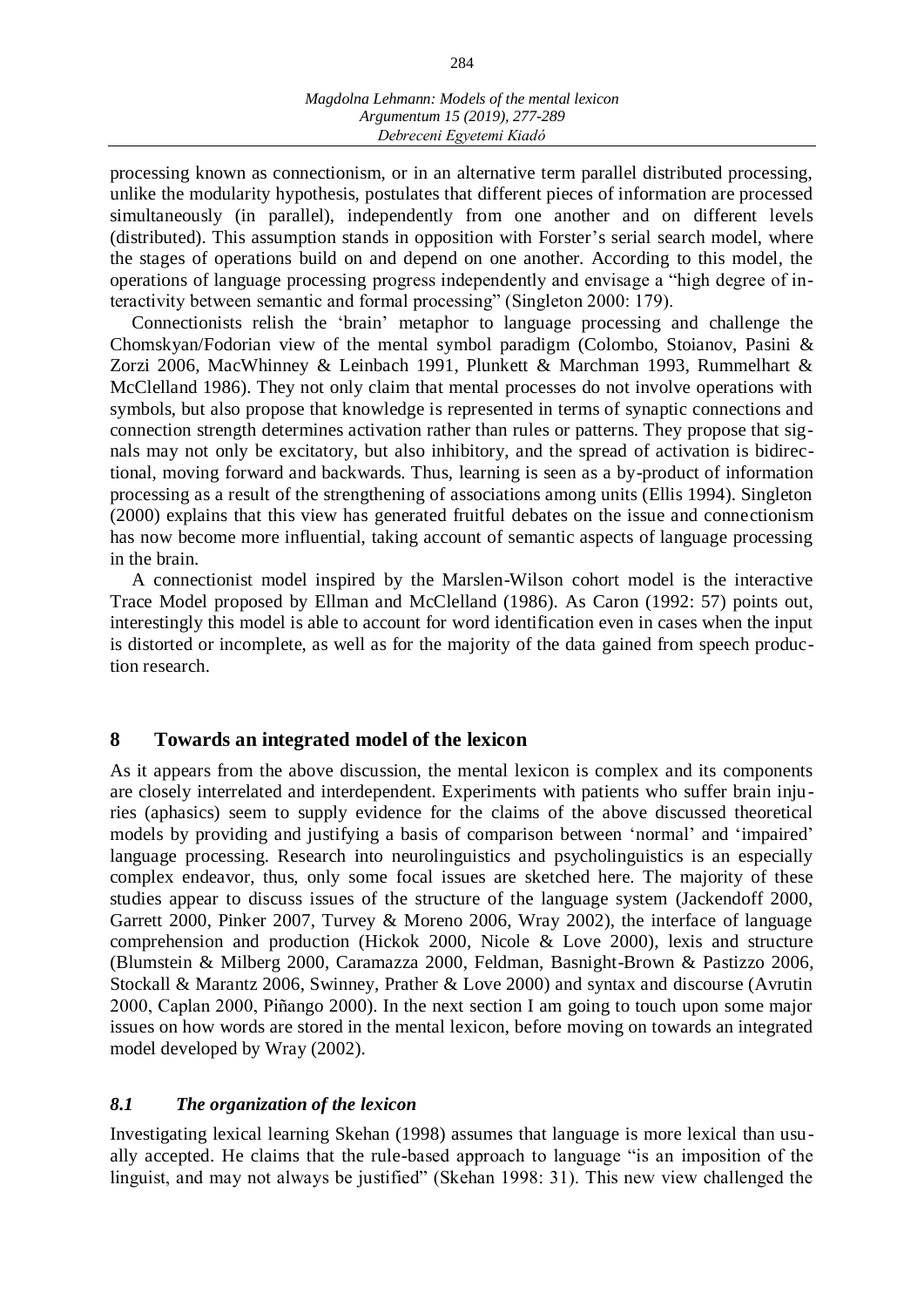processing known as connectionism, or in an alternative term parallel distributed processing, unlike the modularity hypothesis, postulates that different pieces of information are processed simultaneously (in parallel), independently from one another and on different levels (distributed). This assumption stands in opposition with Forster's serial search model, where the stages of operations build on and depend on one another. According to this model, the operations of language processing progress independently and envisage a "high degree of interactivity between semantic and formal processing" (Singleton 2000: 179).

Connectionists relish the 'brain' metaphor to language processing and challenge the Chomskyan/Fodorian view of the mental symbol paradigm (Colombo, Stoianov, Pasini & Zorzi 2006, MacWhinney & Leinbach 1991, Plunkett & Marchman 1993, Rummelhart & McClelland 1986). They not only claim that mental processes do not involve operations with symbols, but also propose that knowledge is represented in terms of synaptic connections and connection strength determines activation rather than rules or patterns. They propose that signals may not only be excitatory, but also inhibitory, and the spread of activation is bidirectional, moving forward and backwards. Thus, learning is seen as a by-product of information processing as a result of the strengthening of associations among units (Ellis 1994). Singleton (2000) explains that this view has generated fruitful debates on the issue and connectionism has now become more influential, taking account of semantic aspects of language processing in the brain.

A connectionist model inspired by the Marslen-Wilson cohort model is the interactive Trace Model proposed by Ellman and McClelland (1986). As Caron (1992: 57) points out, interestingly this model is able to account for word identification even in cases when the input is distorted or incomplete, as well as for the majority of the data gained from speech production research.

## 8 Towards an integrated model of the lexicon

As it appears from the above discussion, the mental lexicon is complex and its components are closely interrelated and interdependent. Experiments with patients who suffer brain injuries (aphasics) seem to supply evidence for the claims of the above discussed theoretical models by providing and justifying a basis of comparison between 'normal' and 'impaired' language processing. Research into neurolinguistics and psycholinguistics is an especially complex endeavor, thus, only some focal issues are sketched here. The majority of these studies appear to discuss issues of the structure of the language system (Jackendoff 2000, Garrett 2000, Pinker 2007, Turvey & Moreno 2006, Wray 2002), the interface of language comprehension and production (Hickok 2000, Nicole & Love 2000), lexis and structure (Blumstein & Milberg 2000, Caramazza 2000, Feldman, Basnight-Brown & Pastizzo 2006, Stockall & Marantz 2006, Swinney, Prather & Love 2000) and syntax and discourse (Avrutin 2000, Caplan 2000, Piñango 2000). In the next section I am going to touch upon some major issues on how words are stored in the mental lexicon, before moving on towards an integrated model developed by Wray (2002).

### *8.1 The organization of the lexicon*

Investigating lexical learning Skehan (1998) assumes that language is more lexical than usually accepted. He claims that the rule-based approach to language "is an imposition of the linguist, and may not always be justified" (Skehan 1998: 31). This new view challenged the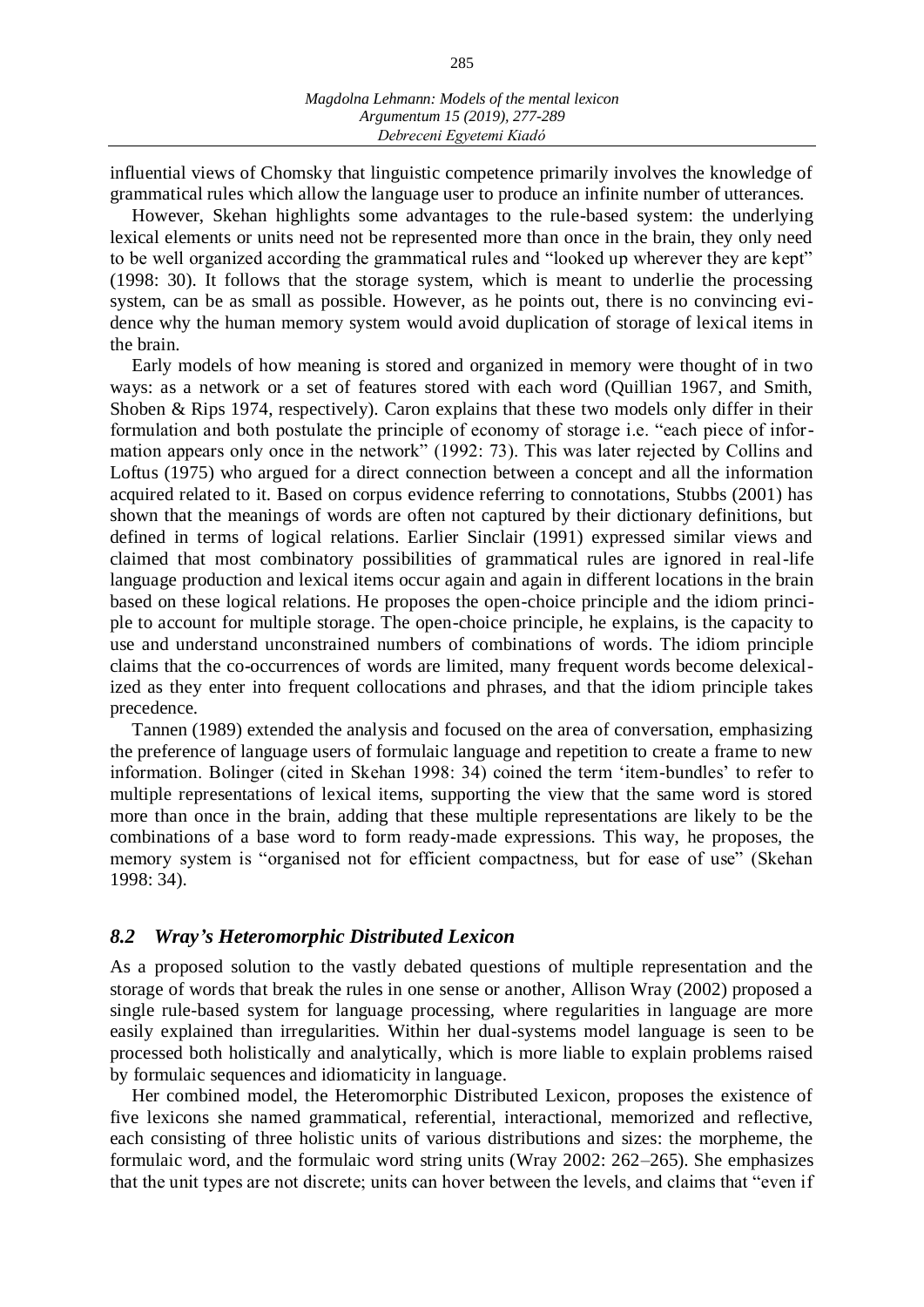influential views of Chomsky that linguistic competence primarily involves the knowledge of grammatical rules which allow the language user to produce an infinite number of utterances.

However, Skehan highlights some advantages to the rule-based system: the underlying lexical elements or units need not be represented more than once in the brain, they only need to be well organized according the grammatical rules and "looked up wherever they are kept" (1998: 30). It follows that the storage system, which is meant to underlie the processing system, can be as small as possible. However, as he points out, there is no convincing evidence why the human memory system would avoid duplication of storage of lexical items in the brain.

Early models of how meaning is stored and organized in memory were thought of in two ways: as a network or a set of features stored with each word (Quillian 1967, and Smith, Shoben & Rips 1974, respectively). Caron explains that these two models only differ in their formulation and both postulate the principle of economy of storage i.e. "each piece of information appears only once in the network" (1992: 73). This was later rejected by Collins and Loftus (1975) who argued for a direct connection between a concept and all the information acquired related to it. Based on corpus evidence referring to connotations, Stubbs (2001) has shown that the meanings of words are often not captured by their dictionary definitions, but defined in terms of logical relations. Earlier Sinclair (1991) expressed similar views and claimed that most combinatory possibilities of grammatical rules are ignored in real-life language production and lexical items occur again and again in different locations in the brain based on these logical relations. He proposes the open-choice principle and the idiom principle to account for multiple storage. The open-choice principle, he explains, is the capacity to use and understand unconstrained numbers of combinations of words. The idiom principle claims that the co-occurrences of words are limited, many frequent words become delexicalized as they enter into frequent collocations and phrases, and that the idiom principle takes precedence.

Tannen (1989) extended the analysis and focused on the area of conversation, emphasizing the preference of language users of formulaic language and repetition to create a frame to new information. Bolinger (cited in Skehan 1998: 34) coined the term 'item-bundles' to refer to multiple representations of lexical items, supporting the view that the same word is stored more than once in the brain, adding that these multiple representations are likely to be the combinations of a base word to form ready-made expressions. This way, he proposes, the memory system is "organised not for efficient compactness, but for ease of use" (Skehan 1998: 34).

### *8.2 Wray's Heteromorphic Distributed Lexicon*

As a proposed solution to the vastly debated questions of multiple representation and the storage of words that break the rules in one sense or another, Allison Wray (2002) proposed a single rule-based system for language processing, where regularities in language are more easily explained than irregularities. Within her dual-systems model language is seen to be processed both holistically and analytically, which is more liable to explain problems raised by formulaic sequences and idiomaticity in language.

Her combined model, the Heteromorphic Distributed Lexicon, proposes the existence of five lexicons she named grammatical, referential, interactional, memorized and reflective, each consisting of three holistic units of various distributions and sizes: the morpheme, the formulaic word, and the formulaic word string units (Wray 2002: 262–265). She emphasizes that the unit types are not discrete; units can hover between the levels, and claims that "even if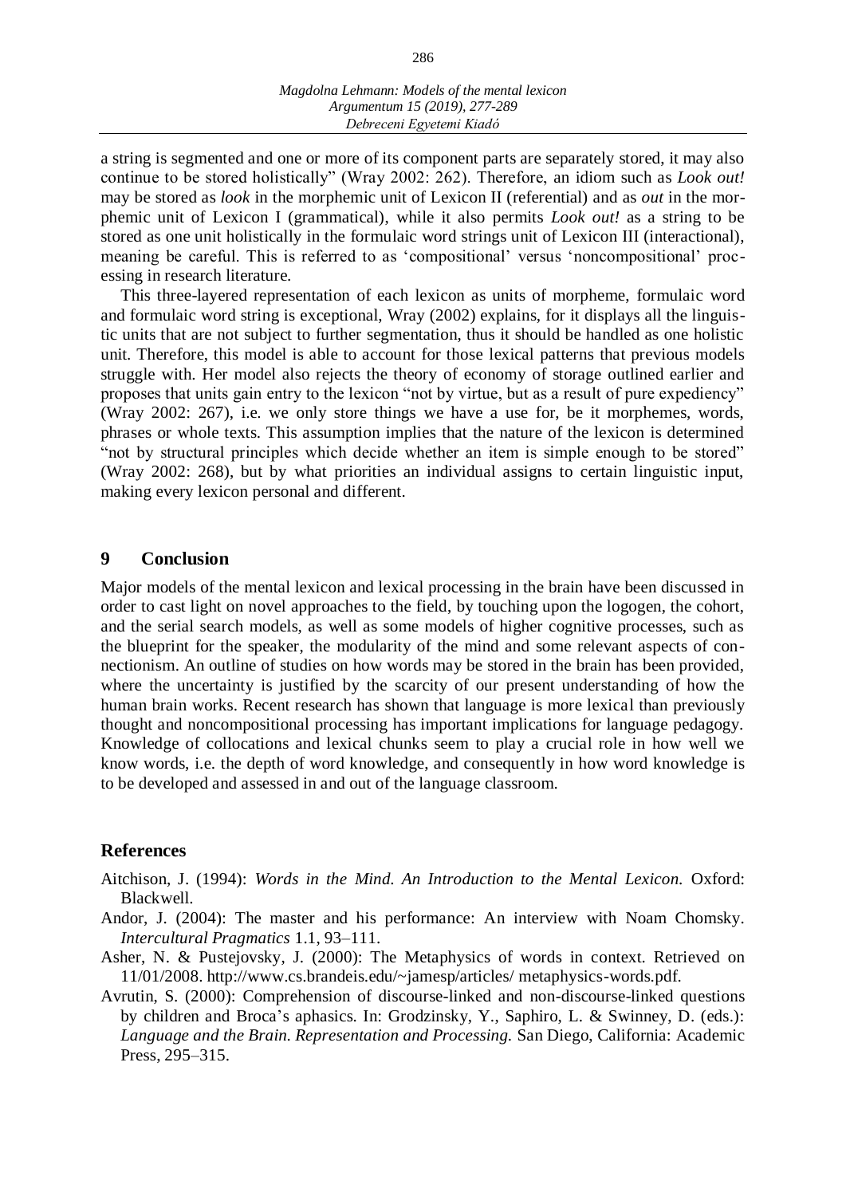a string is segmented and one or more of its component parts are separately stored, it may also continue to be stored holistically" (Wray 2002: 262). Therefore, an idiom such as *Look out!* may be stored as *look* in the morphemic unit of Lexicon II (referential) and as *out* in the morphemic unit of Lexicon I (grammatical), while it also permits *Look out!* as a string to be stored as one unit holistically in the formulaic word strings unit of Lexicon III (interactional), meaning be careful. This is referred to as 'compositional' versus 'noncompositional' processing in research literature.

This three-layered representation of each lexicon as units of morpheme, formulaic word and formulaic word string is exceptional, Wray (2002) explains, for it displays all the linguistic units that are not subject to further segmentation, thus it should be handled as one holistic unit. Therefore, this model is able to account for those lexical patterns that previous models struggle with. Her model also rejects the theory of economy of storage outlined earlier and proposes that units gain entry to the lexicon "not by virtue, but as a result of pure expediency" (Wray 2002: 267), i.e. we only store things we have a use for, be it morphemes, words, phrases or whole texts. This assumption implies that the nature of the lexicon is determined "not by structural principles which decide whether an item is simple enough to be stored" (Wray 2002: 268), but by what priorities an individual assigns to certain linguistic input, making every lexicon personal and different.

## 9 Conclusion

Major models of the mental lexicon and lexical processing in the brain have been discussed in order to cast light on novel approaches to the field, by touching upon the logogen, the cohort, and the serial search models, as well as some models of higher cognitive processes, such as the blueprint for the speaker, the modularity of the mind and some relevant aspects of connectionism. An outline of studies on how words may be stored in the brain has been provided, where the uncertainty is justified by the scarcity of our present understanding of how the human brain works. Recent research has shown that language is more lexical than previously thought and noncompositional processing has important implications for language pedagogy. Knowledge of collocations and lexical chunks seem to play a crucial role in how well we know words, i.e. the depth of word knowledge, and consequently in how word knowledge is to be developed and assessed in and out of the language classroom.

## References

Aitchison, J. (1994): *Words in the Mind. An Introduction to the Mental Lexicon.* Oxford: Blackwell.

Andor, J. (2004): The master and his performance: An interview with Noam Chomsky. *Intercultural Pragmatics* 1.1, 93–111.

Asher, N. & Pustejovsky, J. (2000): The Metaphysics of words in context. Retrieved on 11/01/2008. http://www.cs.brandeis.edu/~jamesp/articles/ metaphysics-words.pdf.

Avrutin, S. (2000): Comprehension of discourse-linked and non-discourse-linked questions by children and Broca's aphasics. In: Grodzinsky, Y., Saphiro, L. & Swinney, D. (eds.): *Language and the Brain. Representation and Processing.* San Diego, California: Academic Press, 295–315.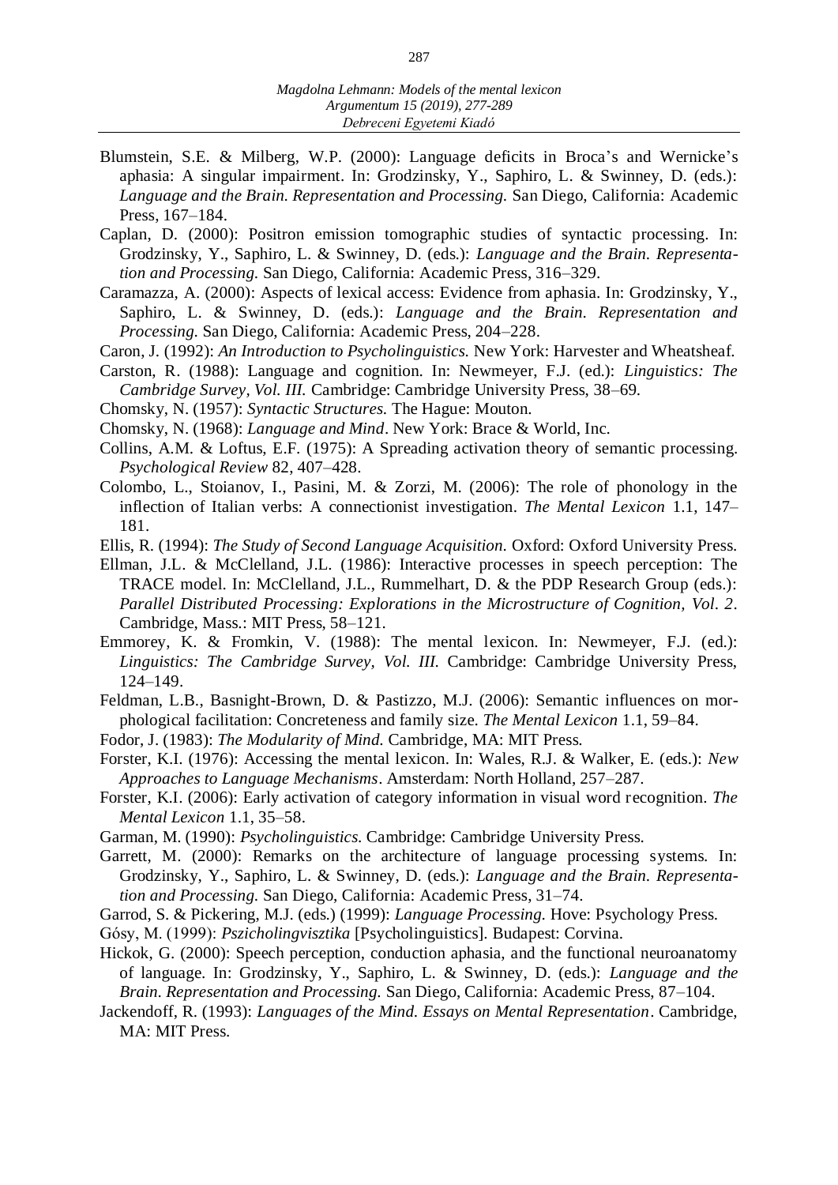Blumstein, S.E. & Milberg, W.P. (2000): Language deficits in Broca's and Wernicke's aphasia: A singular impairment. In: Grodzinsky, Y., Saphiro, L. & Swinney, D. (eds.): *Language and the Brain. Representation and Processing.* San Diego, California: Academic Press, 167–184.

Caplan, D. (2000): Positron emission tomographic studies of syntactic processing. In: Grodzinsky, Y., Saphiro, L. & Swinney, D. (eds.): *Language and the Brain. Representation and Processing.* San Diego, California: Academic Press, 316–329.

Caramazza, A. (2000): Aspects of lexical access: Evidence from aphasia. In: Grodzinsky, Y., Saphiro, L. & Swinney, D. (eds.): *Language and the Brain. Representation and Processing.* San Diego, California: Academic Press, 204–228.

Caron, J. (1992): *An Introduction to Psycholinguistics.* New York: Harvester and Wheatsheaf.

Carston, R. (1988): Language and cognition. In: Newmeyer, F.J. (ed.): *Linguistics: The Cambridge Survey, Vol. III.* Cambridge: Cambridge University Press, 38–69.

Chomsky, N. (1957): *Syntactic Structures.* The Hague: Mouton.

Chomsky, N. (1968): *Language and Mind*. New York: Brace & World, Inc.

Collins, A.M. & Loftus, E.F. (1975): A Spreading activation theory of semantic processing. *Psychological Review* 82, 407–428.

Colombo, L., Stoianov, I., Pasini, M. & Zorzi, M. (2006): The role of phonology in the inflection of Italian verbs: A connectionist investigation. *The Mental Lexicon* 1.1, 147–181.

Ellis, R. (1994): *The Study of Second Language Acquisition.* Oxford: Oxford University Press.

Ellman, J.L. & McClelland, J.L. (1986): Interactive processes in speech perception: The TRACE model. In: McClelland, J.L., Rummelhart, D. & the PDP Research Group (eds.): *Parallel Distributed Processing: Explorations in the Microstructure of Cognition, Vol. 2*. Cambridge, Mass.: MIT Press, 58–121.

Emmorey, K. & Fromkin, V. (1988): The mental lexicon. In: Newmeyer, F.J. (ed.): *Linguistics: The Cambridge Survey, Vol. III.* Cambridge: Cambridge University Press, 124–149.

Feldman, L.B., Basnight-Brown, D. & Pastizzo, M.J. (2006): Semantic influences on morphological facilitation: Concreteness and family size. *The Mental Lexicon* 1.1, 59–84.

Fodor, J. (1983): *The Modularity of Mind.* Cambridge, MA: MIT Press.

Forster, K.I. (1976): Accessing the mental lexicon. In: Wales, R.J. & Walker, E. (eds.): *New Approaches to Language Mechanisms*. Amsterdam: North Holland, 257–287.

Forster, K.I. (2006): Early activation of category information in visual word recognition. *The Mental Lexicon* 1.1, 35–58.

Garman, M. (1990): *Psycholinguistics.* Cambridge: Cambridge University Press.

Garrett, M. (2000): Remarks on the architecture of language processing systems. In: Grodzinsky, Y., Saphiro, L. & Swinney, D. (eds.): *Language and the Brain. Representation and Processing.* San Diego, California: Academic Press, 31–74.

Garrod, S. & Pickering, M.J. (eds.) (1999): *Language Processing.* Hove: Psychology Press.

Gósy, M. (1999): *Pszicholingvisztika* [Psycholinguistics]. Budapest: Corvina.

Hickok, G. (2000): Speech perception, conduction aphasia, and the functional neuroanatomy of language. In: Grodzinsky, Y., Saphiro, L. & Swinney, D. (eds.): *Language and the Brain. Representation and Processing.* San Diego, California: Academic Press, 87–104.

Jackendoff, R. (1993): *Languages of the Mind. Essays on Mental Representation*. Cambridge, MA: MIT Press.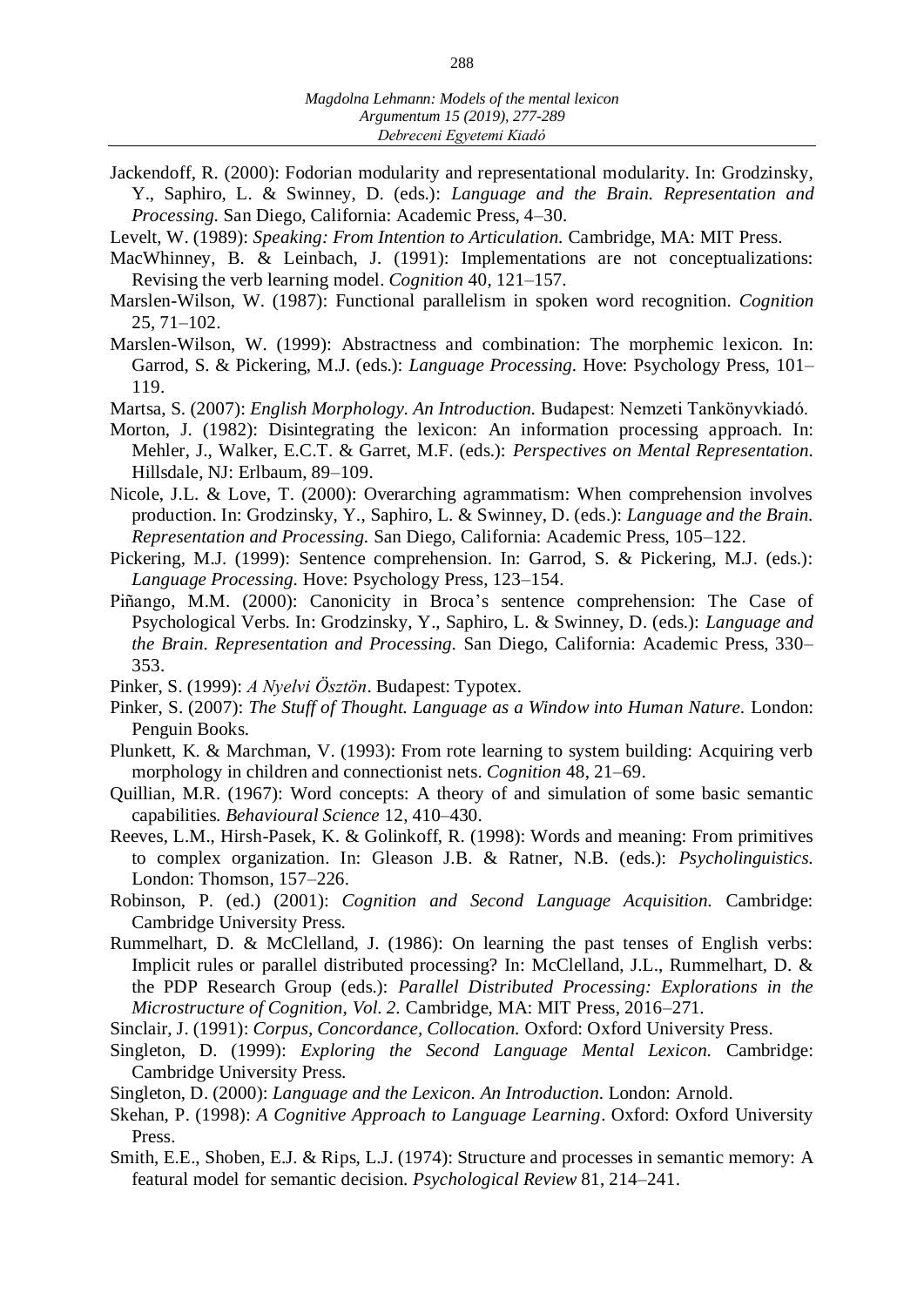Jackendoff, R. (2000): Fodorian modularity and representational modularity. In: Grodzinsky, Y., Saphiro, L. & Swinney, D. (eds.): *Language and the Brain. Representation and Processing.* San Diego, California: Academic Press, 4–30.

Levelt, W. (1989): *Speaking: From Intention to Articulation.* Cambridge, MA: MIT Press.

MacWhinney, B. & Leinbach, J. (1991): Implementations are not conceptualizations: Revising the verb learning model. *Cognition* 40, 121–157.

Marslen-Wilson, W. (1987): Functional parallelism in spoken word recognition. *Cognition* 25, 71–102.

Marslen-Wilson, W. (1999): Abstractness and combination: The morphemic lexicon. In: Garrod, S. & Pickering, M.J. (eds.): *Language Processing.* Hove: Psychology Press, 101–119.

Martsa, S. (2007): *English Morphology. An Introduction.* Budapest: Nemzeti Tankönyvkiadó.

Morton, J. (1982): Disintegrating the lexicon: An information processing approach. In: Mehler, J., Walker, E.C.T. & Garret, M.F. (eds.): *Perspectives on Mental Representation.* Hillsdale, NJ: Erlbaum, 89–109.

Nicole, J.L. & Love, T. (2000): Overarching agrammatism: When comprehension involves production. In: Grodzinsky, Y., Saphiro, L. & Swinney, D. (eds.): *Language and the Brain. Representation and Processing.* San Diego, California: Academic Press, 105–122.

Pickering, M.J. (1999): Sentence comprehension. In: Garrod, S. & Pickering, M.J. (eds.): *Language Processing.* Hove: Psychology Press, 123–154.

Piñango, M.M. (2000): Canonicity in Broca's sentence comprehension: The Case of Psychological Verbs. In: Grodzinsky, Y., Saphiro, L. & Swinney, D. (eds.): *Language and the Brain. Representation and Processing.* San Diego, California: Academic Press, 330–353.

Pinker, S. (1999): *A Nyelvi Ösztön*. Budapest: Typotex.

Pinker, S. (2007): *The Stuff of Thought. Language as a Window into Human Nature.* London: Penguin Books.

Plunkett, K. & Marchman, V. (1993): From rote learning to system building: Acquiring verb morphology in children and connectionist nets. *Cognition* 48, 21–69.

Quillian, M.R. (1967): Word concepts: A theory of and simulation of some basic semantic capabilities. *Behavioural Science* 12, 410–430.

Reeves, L.M., Hirsh-Pasek, K. & Golinkoff, R. (1998): Words and meaning: From primitives to complex organization. In: Gleason J.B. & Ratner, N.B. (eds.): *Psycholinguistics.* London: Thomson, 157–226.

Robinson, P. (ed.) (2001): *Cognition and Second Language Acquisition.* Cambridge: Cambridge University Press.

Rummelhart, D. & McClelland, J. (1986): On learning the past tenses of English verbs: Implicit rules or parallel distributed processing? In: McClelland, J.L., Rummelhart, D. & the PDP Research Group (eds.): *Parallel Distributed Processing: Explorations in the Microstructure of Cognition, Vol. 2.* Cambridge, MA: MIT Press, 2016–271.

Sinclair, J. (1991): *Corpus, Concordance, Collocation.* Oxford: Oxford University Press.

Singleton, D. (1999): *Exploring the Second Language Mental Lexicon.* Cambridge: Cambridge University Press.

Singleton, D. (2000): *Language and the Lexicon. An Introduction.* London: Arnold.

Skehan, P. (1998): *A Cognitive Approach to Language Learning*. Oxford: Oxford University Press.

Smith, E.E., Shoben, E.J. & Rips, L.J. (1974): Structure and processes in semantic memory: A featural model for semantic decision. *Psychological Review* 81, 214–241.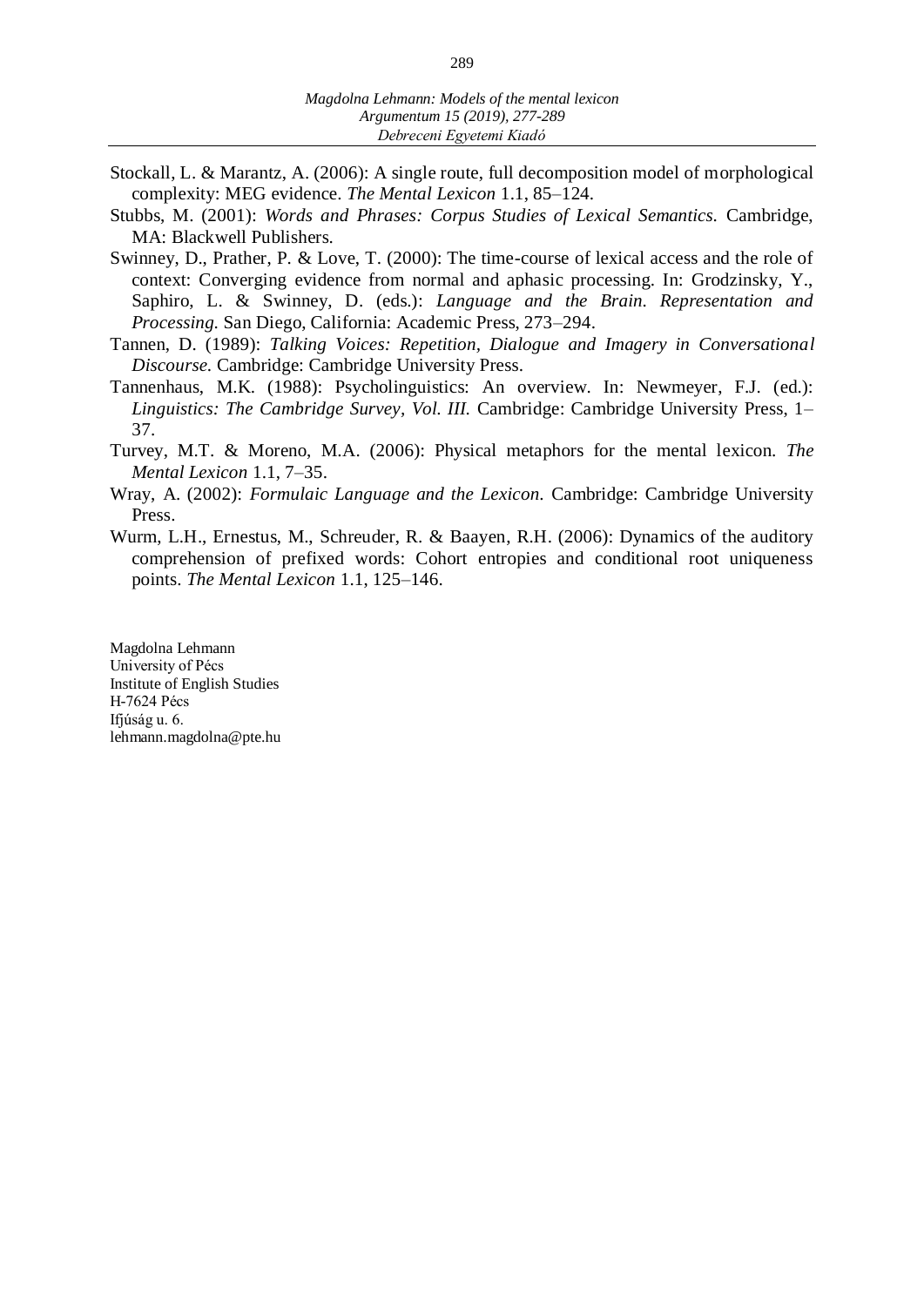Stockall, L. & Marantz, A. (2006): A single route, full decomposition model of morphological complexity: MEG evidence. *The Mental Lexicon* 1.1, 85–124.

Stubbs, M. (2001): *Words and Phrases: Corpus Studies of Lexical Semantics.* Cambridge, MA: Blackwell Publishers.

Swinney, D., Prather, P. & Love, T. (2000): The time-course of lexical access and the role of context: Converging evidence from normal and aphasic processing. In: Grodzinsky, Y., Saphiro, L. & Swinney, D. (eds.): *Language and the Brain. Representation and Processing.* San Diego, California: Academic Press, 273–294.

Tannen, D. (1989): *Talking Voices: Repetition, Dialogue and Imagery in Conversational Discourse.* Cambridge: Cambridge University Press.

Tannenhaus, M.K. (1988): Psycholinguistics: An overview. In: Newmeyer, F.J. (ed.): *Linguistics: The Cambridge Survey, Vol. III.* Cambridge: Cambridge University Press, 1–37.

Turvey, M.T. & Moreno, M.A. (2006): Physical metaphors for the mental lexicon. *The Mental Lexicon* 1.1, 7–35.

Wray, A. (2002): *Formulaic Language and the Lexicon.* Cambridge: Cambridge University Press.

Wurm, L.H., Ernestus, M., Schreuder, R. & Baayen, R.H. (2006): Dynamics of the auditory comprehension of prefixed words: Cohort entropies and conditional root uniqueness points. *The Mental Lexicon* 1.1, 125–146.

Magdolna Lehmann
University of Pécs
Institute of English Studies
H-7624 Pécs
Ifjúság u. 6.
lehmann.magdolna@pte.hu